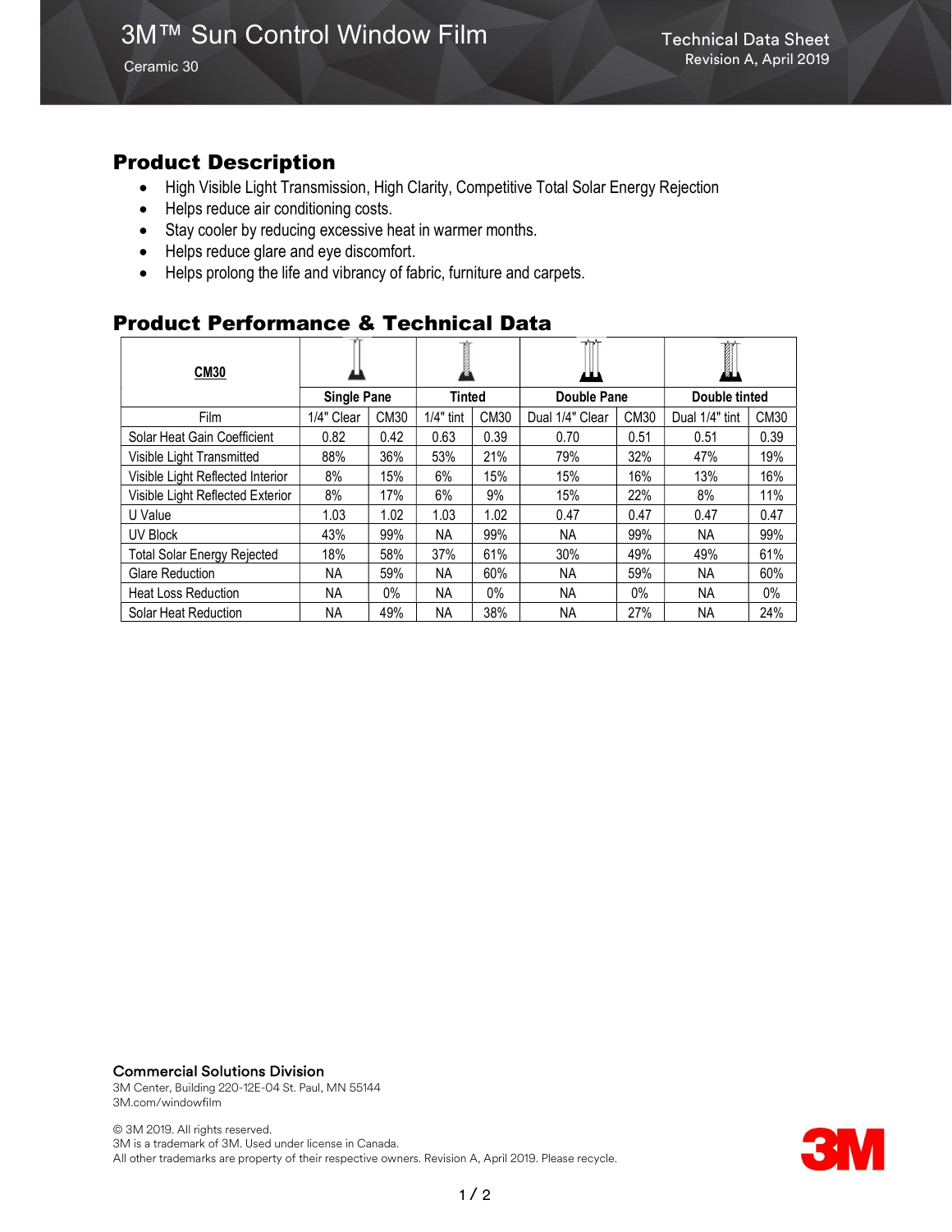# 3M™ Sun Control Window Film

Ceramic 30

Technical Data Sheet
Revision A, April 2019

## Product Description

- High Visible Light Transmission, High Clarity, Competitive Total Solar Energy Rejection
- Helps reduce air conditioning costs.
- Stay cooler by reducing excessive heat in warmer months.
- Helps reduce glare and eye discomfort.
- Helps prolong the life and vibrancy of fabric, furniture and carpets.

## Product Performance & Technical Data

| **CM30** | **Single Pane** | | **Tinted** | | **Double Pane** | | **Double tinted** | |
|---|---|---|---|---|---|---|---|---|
| Film | 1/4" Clear | CM30 | 1/4" tint | CM30 | Dual 1/4" Clear | CM30 | Dual 1/4" tint | CM30 |
| Solar Heat Gain Coefficient | 0.82 | 0.42 | 0.63 | 0.39 | 0.70 | 0.51 | 0.51 | 0.39 |
| Visible Light Transmitted | 88% | 36% | 53% | 21% | 79% | 32% | 47% | 19% |
| Visible Light Reflected Interior | 8% | 15% | 6% | 15% | 15% | 16% | 13% | 16% |
| Visible Light Reflected Exterior | 8% | 17% | 6% | 9% | 15% | 22% | 8% | 11% |
| U Value | 1.03 | 1.02 | 1.03 | 1.02 | 0.47 | 0.47 | 0.47 | 0.47 |
| UV Block | 43% | 99% | NA | 99% | NA | 99% | NA | 99% |
| Total Solar Energy Rejected | 18% | 58% | 37% | 61% | 30% | 49% | 49% | 61% |
| Glare Reduction | NA | 59% | NA | 60% | NA | 59% | NA | 60% |
| Heat Loss Reduction | NA | 0% | NA | 0% | NA | 0% | NA | 0% |
| Solar Heat Reduction | NA | 49% | NA | 38% | NA | 27% | NA | 24% |

**Commercial Solutions Division**
3M Center, Building 220-12E-04 St. Paul, MN 55144
3M.com/windowfilm

© 3M 2019. All rights reserved.
3M is a trademark of 3M. Used under license in Canada.
All other trademarks are property of their respective owners. Revision A, April 2019. Please recycle.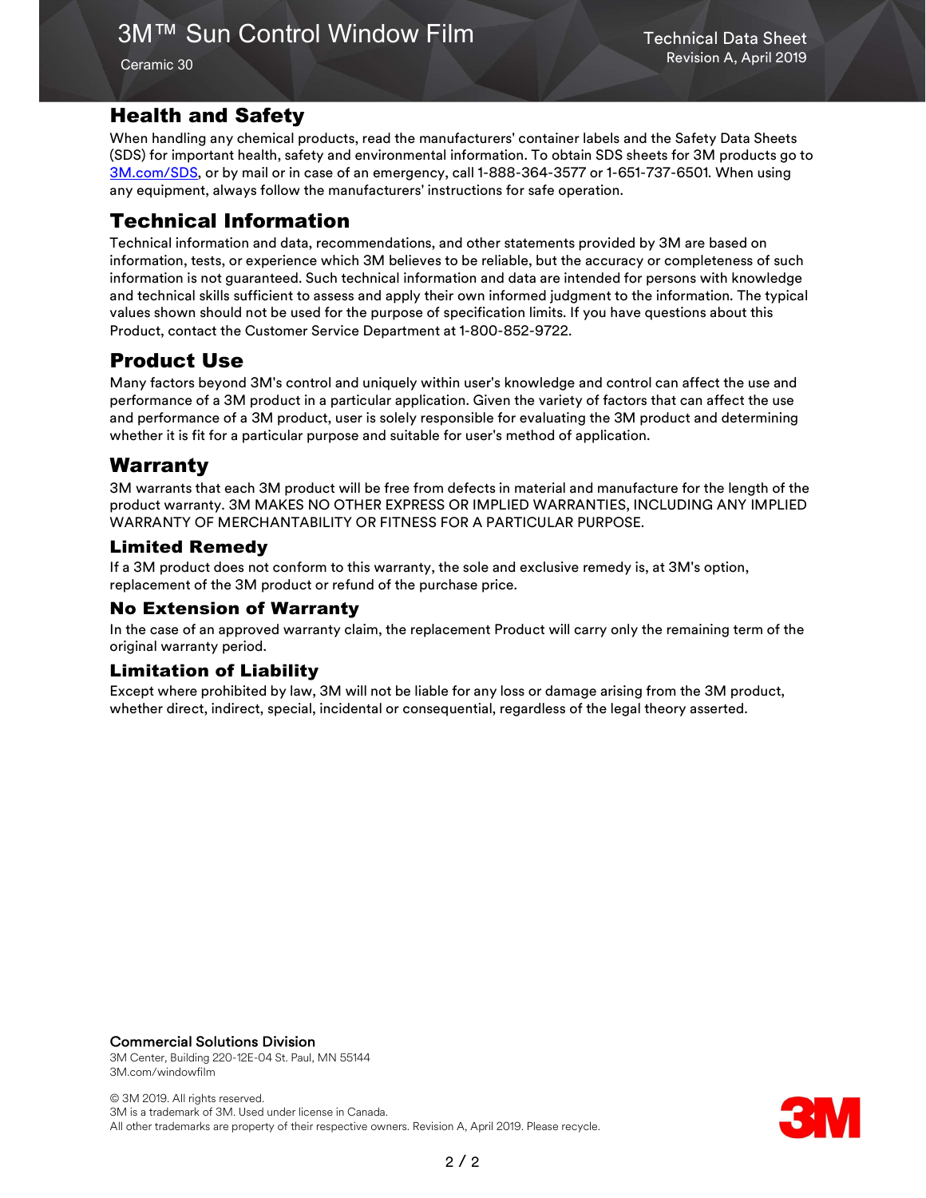## Health and Safety

When handling any chemical products, read the manufacturers' container labels and the Safety Data Sheets (SDS) for important health, safety and environmental information. To obtain SDS sheets for 3M products go to 3M.com/SDS, or by mail or in case of an emergency, call 1-888-364-3577 or 1-651-737-6501. When using any equipment, always follow the manufacturers' instructions for safe operation.

## Technical Information

Technical information and data, recommendations, and other statements provided by 3M are based on information, tests, or experience which 3M believes to be reliable, but the accuracy or completeness of such information is not guaranteed. Such technical information and data are intended for persons with knowledge and technical skills sufficient to assess and apply their own informed judgment to the information. The typical values shown should not be used for the purpose of specification limits. If you have questions about this Product, contact the Customer Service Department at 1-800-852-9722.

## Product Use

Many factors beyond 3M's control and uniquely within user's knowledge and control can affect the use and performance of a 3M product in a particular application. Given the variety of factors that can affect the use and performance of a 3M product, user is solely responsible for evaluating the 3M product and determining whether it is fit for a particular purpose and suitable for user's method of application.

## Warranty

3M warrants that each 3M product will be free from defects in material and manufacture for the length of the product warranty. 3M MAKES NO OTHER EXPRESS OR IMPLIED WARRANTIES, INCLUDING ANY IMPLIED WARRANTY OF MERCHANTABILITY OR FITNESS FOR A PARTICULAR PURPOSE.

### Limited Remedy

If a 3M product does not conform to this warranty, the sole and exclusive remedy is, at 3M's option, replacement of the 3M product or refund of the purchase price.

### No Extension of Warranty

In the case of an approved warranty claim, the replacement Product will carry only the remaining term of the original warranty period.

### Limitation of Liability

Except where prohibited by law, 3M will not be liable for any loss or damage arising from the 3M product, whether direct, indirect, special, incidental or consequential, regardless of the legal theory asserted.

**Commercial Solutions Division**
3M Center, Building 220-12E-04 St. Paul, MN 55144
3M.com/windowfilm

© 3M 2019. All rights reserved.
3M is a trademark of 3M. Used under license in Canada.
All other trademarks are property of their respective owners. Revision A, April 2019. Please recycle.